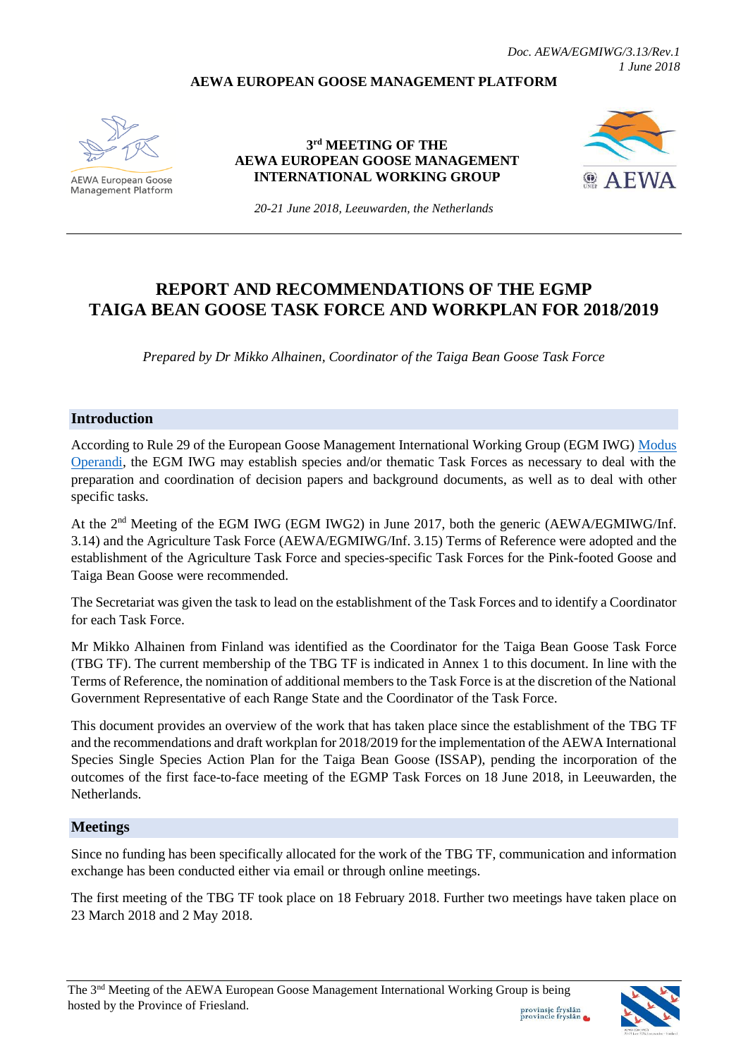*Doc. AEWA/EGMIWG/3.13/Rev.1*
*1 June 2018*

**AEWA EUROPEAN GOOSE MANAGEMENT PLATFORM**

AEWA European Goose Management Platform

**3rd MEETING OF THE AEWA EUROPEAN GOOSE MANAGEMENT INTERNATIONAL WORKING GROUP**

*20-21 June 2018, Leeuwarden, the Netherlands*

AEWA

# REPORT AND RECOMMENDATIONS OF THE EGMP TAIGA BEAN GOOSE TASK FORCE AND WORKPLAN FOR 2018/2019

*Prepared by Dr Mikko Alhainen, Coordinator of the Taiga Bean Goose Task Force*

## Introduction

According to Rule 29 of the European Goose Management International Working Group (EGM IWG) Modus Operandi, the EGM IWG may establish species and/or thematic Task Forces as necessary to deal with the preparation and coordination of decision papers and background documents, as well as to deal with other specific tasks.

At the 2nd Meeting of the EGM IWG (EGM IWG2) in June 2017, both the generic (AEWA/EGMIWG/Inf. 3.14) and the Agriculture Task Force (AEWA/EGMIWG/Inf. 3.15) Terms of Reference were adopted and the establishment of the Agriculture Task Force and species-specific Task Forces for the Pink-footed Goose and Taiga Bean Goose were recommended.

The Secretariat was given the task to lead on the establishment of the Task Forces and to identify a Coordinator for each Task Force.

Mr Mikko Alhainen from Finland was identified as the Coordinator for the Taiga Bean Goose Task Force (TBG TF). The current membership of the TBG TF is indicated in Annex 1 to this document. In line with the Terms of Reference, the nomination of additional members to the Task Force is at the discretion of the National Government Representative of each Range State and the Coordinator of the Task Force.

This document provides an overview of the work that has taken place since the establishment of the TBG TF and the recommendations and draft workplan for 2018/2019 for the implementation of the AEWA International Species Single Species Action Plan for the Taiga Bean Goose (ISSAP), pending the incorporation of the outcomes of the first face-to-face meeting of the EGMP Task Forces on 18 June 2018, in Leeuwarden, the Netherlands.

## Meetings

Since no funding has been specifically allocated for the work of the TBG TF, communication and information exchange has been conducted either via email or through online meetings.

The first meeting of the TBG TF took place on 18 February 2018. Further two meetings have taken place on 23 March 2018 and 2 May 2018.

The 3rd Meeting of the AEWA European Goose Management International Working Group is being hosted by the Province of Friesland.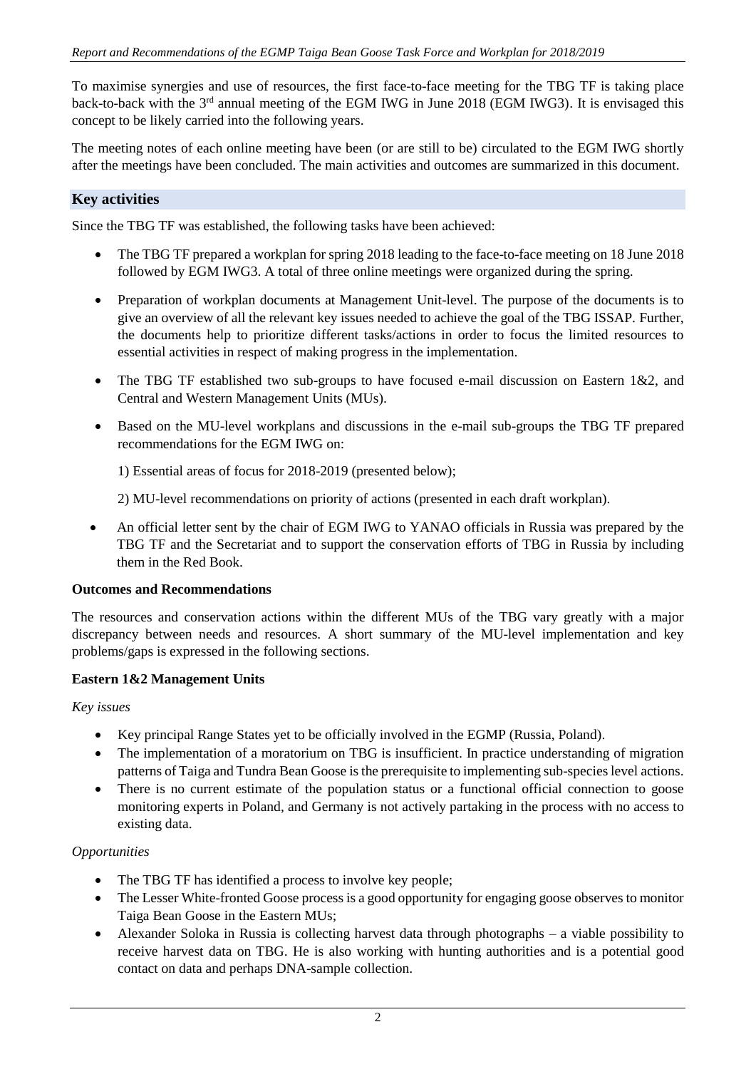To maximise synergies and use of resources, the first face-to-face meeting for the TBG TF is taking place back-to-back with the 3rd annual meeting of the EGM IWG in June 2018 (EGM IWG3). It is envisaged this concept to be likely carried into the following years.

The meeting notes of each online meeting have been (or are still to be) circulated to the EGM IWG shortly after the meetings have been concluded. The main activities and outcomes are summarized in this document.

## Key activities

Since the TBG TF was established, the following tasks have been achieved:

- The TBG TF prepared a workplan for spring 2018 leading to the face-to-face meeting on 18 June 2018 followed by EGM IWG3. A total of three online meetings were organized during the spring.
- Preparation of workplan documents at Management Unit-level. The purpose of the documents is to give an overview of all the relevant key issues needed to achieve the goal of the TBG ISSAP. Further, the documents help to prioritize different tasks/actions in order to focus the limited resources to essential activities in respect of making progress in the implementation.
- The TBG TF established two sub-groups to have focused e-mail discussion on Eastern 1&2, and Central and Western Management Units (MUs).
- Based on the MU-level workplans and discussions in the e-mail sub-groups the TBG TF prepared recommendations for the EGM IWG on:

  1) Essential areas of focus for 2018-2019 (presented below);

  2) MU-level recommendations on priority of actions (presented in each draft workplan).
- An official letter sent by the chair of EGM IWG to YANAO officials in Russia was prepared by the TBG TF and the Secretariat and to support the conservation efforts of TBG in Russia by including them in the Red Book.

### Outcomes and Recommendations

The resources and conservation actions within the different MUs of the TBG vary greatly with a major discrepancy between needs and resources. A short summary of the MU-level implementation and key problems/gaps is expressed in the following sections.

### Eastern 1&2 Management Units

*Key issues*

- Key principal Range States yet to be officially involved in the EGMP (Russia, Poland).
- The implementation of a moratorium on TBG is insufficient. In practice understanding of migration patterns of Taiga and Tundra Bean Goose is the prerequisite to implementing sub-species level actions.
- There is no current estimate of the population status or a functional official connection to goose monitoring experts in Poland, and Germany is not actively partaking in the process with no access to existing data.

*Opportunities*

- The TBG TF has identified a process to involve key people;
- The Lesser White-fronted Goose process is a good opportunity for engaging goose observes to monitor Taiga Bean Goose in the Eastern MUs;
- Alexander Soloka in Russia is collecting harvest data through photographs – a viable possibility to receive harvest data on TBG. He is also working with hunting authorities and is a potential good contact on data and perhaps DNA-sample collection.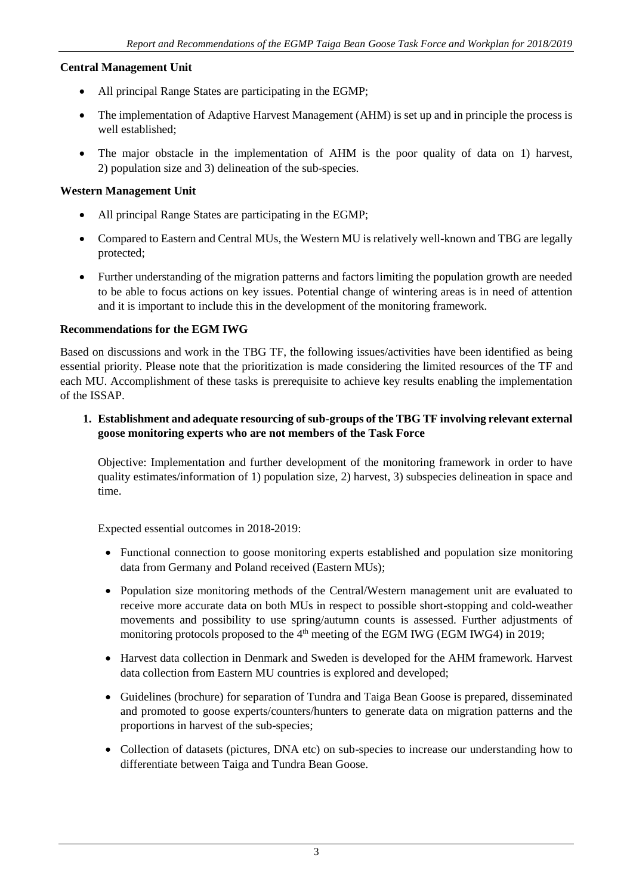**Central Management Unit**

- All principal Range States are participating in the EGMP;
- The implementation of Adaptive Harvest Management (AHM) is set up and in principle the process is well established;
- The major obstacle in the implementation of AHM is the poor quality of data on 1) harvest, 2) population size and 3) delineation of the sub-species.

**Western Management Unit**

- All principal Range States are participating in the EGMP;
- Compared to Eastern and Central MUs, the Western MU is relatively well-known and TBG are legally protected;
- Further understanding of the migration patterns and factors limiting the population growth are needed to be able to focus actions on key issues. Potential change of wintering areas is in need of attention and it is important to include this in the development of the monitoring framework.

**Recommendations for the EGM IWG**

Based on discussions and work in the TBG TF, the following issues/activities have been identified as being essential priority. Please note that the prioritization is made considering the limited resources of the TF and each MU. Accomplishment of these tasks is prerequisite to achieve key results enabling the implementation of the ISSAP.

1. **Establishment and adequate resourcing of sub-groups of the TBG TF involving relevant external goose monitoring experts who are not members of the Task Force**

   Objective: Implementation and further development of the monitoring framework in order to have quality estimates/information of 1) population size, 2) harvest, 3) subspecies delineation in space and time.

   Expected essential outcomes in 2018-2019:

   - Functional connection to goose monitoring experts established and population size monitoring data from Germany and Poland received (Eastern MUs);
   - Population size monitoring methods of the Central/Western management unit are evaluated to receive more accurate data on both MUs in respect to possible short-stopping and cold-weather movements and possibility to use spring/autumn counts is assessed. Further adjustments of monitoring protocols proposed to the 4th meeting of the EGM IWG (EGM IWG4) in 2019;
   - Harvest data collection in Denmark and Sweden is developed for the AHM framework. Harvest data collection from Eastern MU countries is explored and developed;
   - Guidelines (brochure) for separation of Tundra and Taiga Bean Goose is prepared, disseminated and promoted to goose experts/counters/hunters to generate data on migration patterns and the proportions in harvest of the sub-species;
   - Collection of datasets (pictures, DNA etc) on sub-species to increase our understanding how to differentiate between Taiga and Tundra Bean Goose.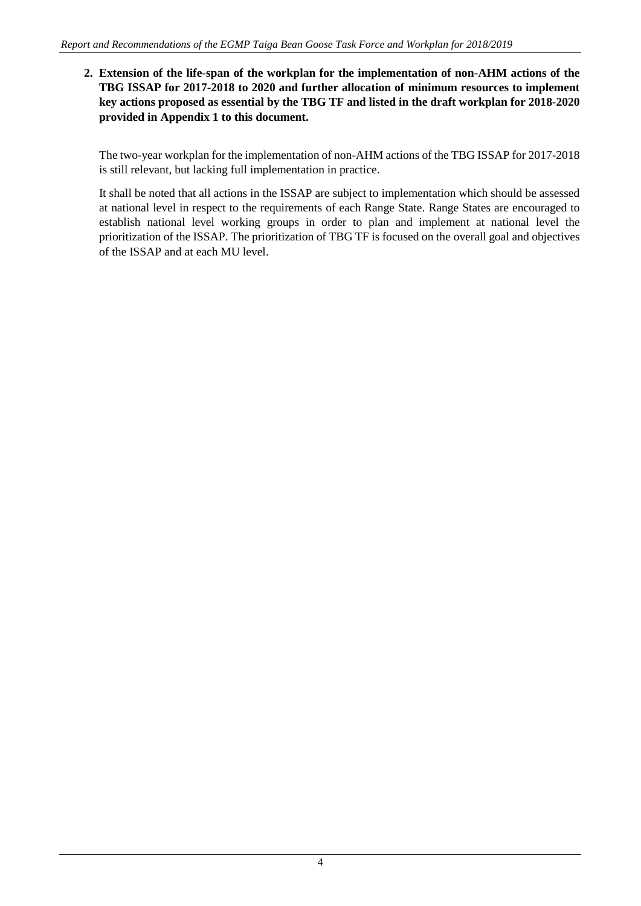**2. Extension of the life-span of the workplan for the implementation of non-AHM actions of the TBG ISSAP for 2017-2018 to 2020 and further allocation of minimum resources to implement key actions proposed as essential by the TBG TF and listed in the draft workplan for 2018-2020 provided in Appendix 1 to this document.**

The two-year workplan for the implementation of non-AHM actions of the TBG ISSAP for 2017-2018 is still relevant, but lacking full implementation in practice.

It shall be noted that all actions in the ISSAP are subject to implementation which should be assessed at national level in respect to the requirements of each Range State. Range States are encouraged to establish national level working groups in order to plan and implement at national level the prioritization of the ISSAP. The prioritization of TBG TF is focused on the overall goal and objectives of the ISSAP and at each MU level.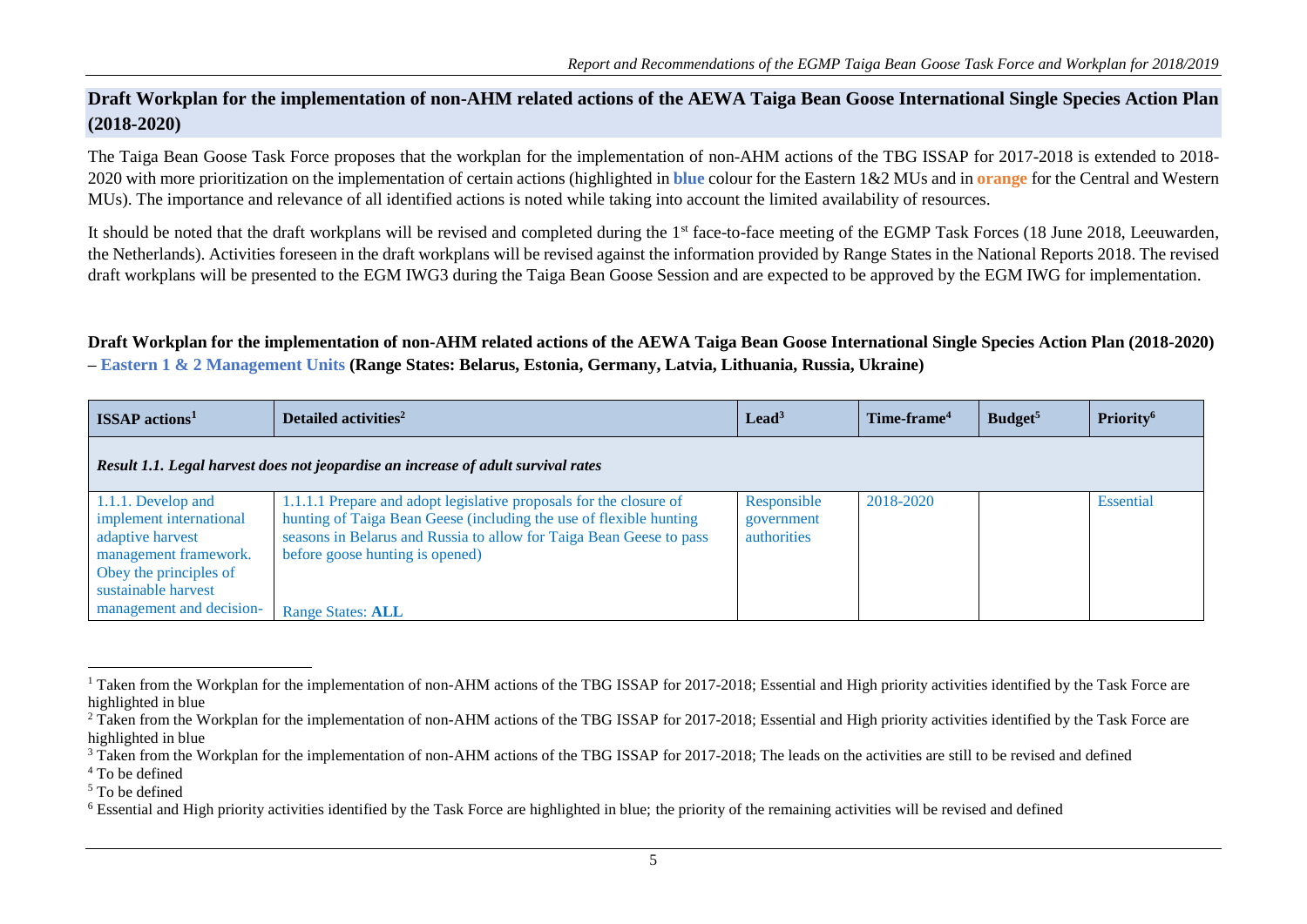## Draft Workplan for the implementation of non-AHM related actions of the AEWA Taiga Bean Goose International Single Species Action Plan (2018-2020)

The Taiga Bean Goose Task Force proposes that the workplan for the implementation of non-AHM actions of the TBG ISSAP for 2017-2018 is extended to 2018-2020 with more prioritization on the implementation of certain actions (highlighted in **blue** colour for the Eastern 1&2 MUs and in **orange** for the Central and Western MUs). The importance and relevance of all identified actions is noted while taking into account the limited availability of resources.

It should be noted that the draft workplans will be revised and completed during the 1st face-to-face meeting of the EGMP Task Forces (18 June 2018, Leeuwarden, the Netherlands). Activities foreseen in the draft workplans will be revised against the information provided by Range States in the National Reports 2018. The revised draft workplans will be presented to the EGM IWG3 during the Taiga Bean Goose Session and are expected to be approved by the EGM IWG for implementation.

**Draft Workplan for the implementation of non-AHM related actions of the AEWA Taiga Bean Goose International Single Species Action Plan (2018-2020) – Eastern 1 & 2 Management Units (Range States: Belarus, Estonia, Germany, Latvia, Lithuania, Russia, Ukraine)**

| ISSAP actions[1] | Detailed activities[2] | Lead[3] | Time-frame[4] | Budget[5] | Priority[6] |
|---|---|---|---|---|---|
| *Result 1.1. Legal harvest does not jeopardise an increase of adult survival rates* | | | | | |
| 1.1.1. Develop and implement international adaptive harvest management framework. Obey the principles of sustainable harvest management and decision- | 1.1.1.1 Prepare and adopt legislative proposals for the closure of hunting of Taiga Bean Geese (including the use of flexible hunting seasons in Belarus and Russia to allow for Taiga Bean Geese to pass before goose hunting is opened)<br><br>Range States: **ALL** | Responsible government authorities | 2018-2020 | | Essential |

[1] Taken from the Workplan for the implementation of non-AHM actions of the TBG ISSAP for 2017-2018; Essential and High priority activities identified by the Task Force are highlighted in blue

[2] Taken from the Workplan for the implementation of non-AHM actions of the TBG ISSAP for 2017-2018; Essential and High priority activities identified by the Task Force are highlighted in blue

[3] Taken from the Workplan for the implementation of non-AHM actions of the TBG ISSAP for 2017-2018; The leads on the activities are still to be revised and defined

[4] To be defined

[5] To be defined

[6] Essential and High priority activities identified by the Task Force are highlighted in blue; the priority of the remaining activities will be revised and defined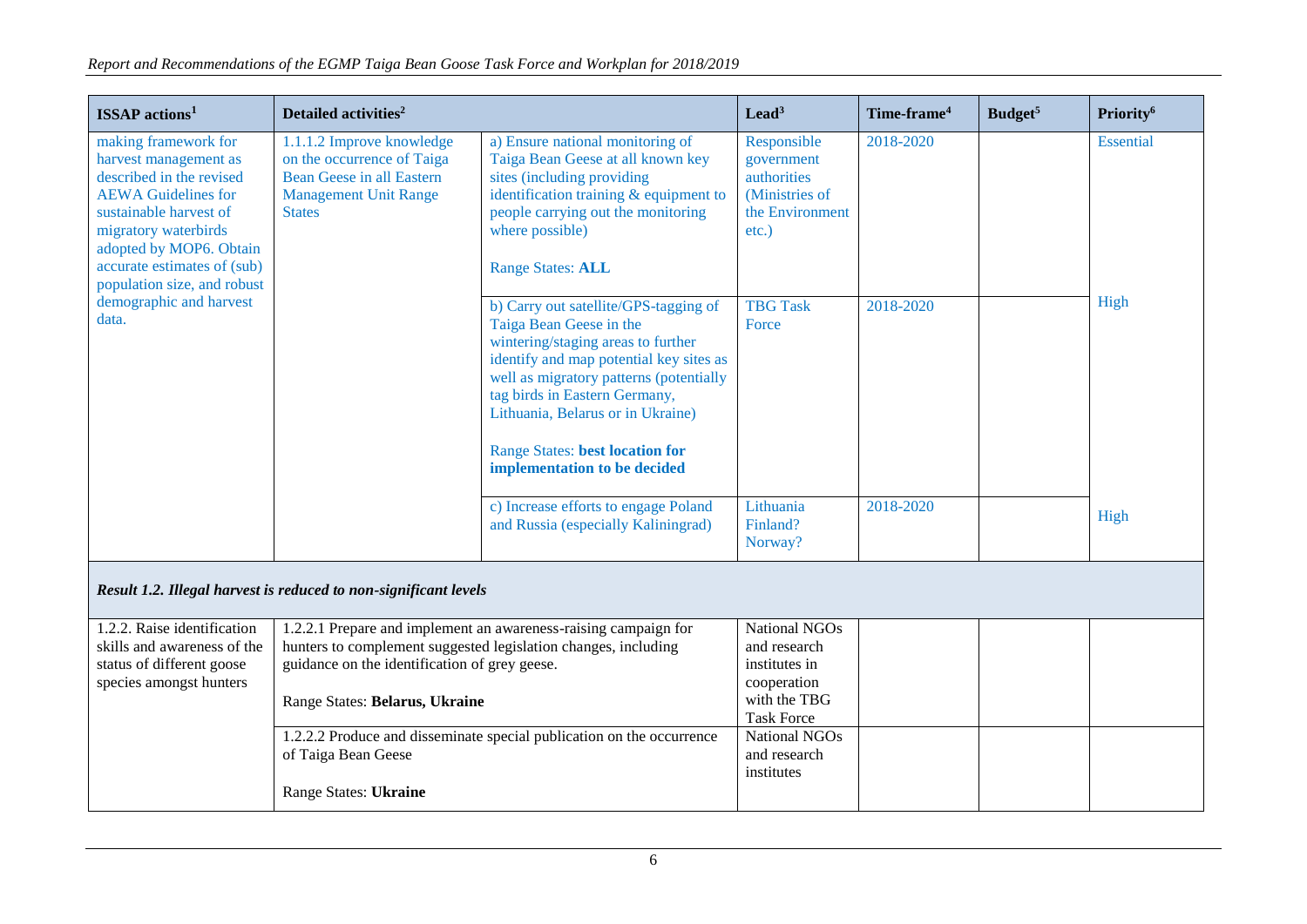| ISSAP actions[1] | Detailed activities[2] | | Lead[3] | Time-frame[4] | Budget[5] | Priority[6] |
|---|---|---|---|---|---|---|
| making framework for harvest management as described in the revised AEWA Guidelines for sustainable harvest of migratory waterbirds adopted by MOP6. Obtain accurate estimates of (sub) population size, and robust demographic and harvest data. | 1.1.1.2 Improve knowledge on the occurrence of Taiga Bean Geese in all Eastern Management Unit Range States | a) Ensure national monitoring of Taiga Bean Geese at all known key sites (including providing identification training & equipment to people carrying out the monitoring where possible)<br><br>Range States: **ALL** | Responsible government authorities (Ministries of the Environment etc.) | 2018-2020 | | Essential |
| | | b) Carry out satellite/GPS-tagging of Taiga Bean Geese in the wintering/staging areas to further identify and map potential key sites as well as migratory patterns (potentially tag birds in Eastern Germany, Lithuania, Belarus or in Ukraine)<br><br>Range States: **best location for implementation to be decided** | TBG Task Force | 2018-2020 | | High |
| | | c) Increase efforts to engage Poland and Russia (especially Kaliningrad) | Lithuania<br>Finland?<br>Norway? | 2018-2020 | | High |
| ***Result 1.2. Illegal harvest is reduced to non-significant levels*** | | | | | | |
| 1.2.2. Raise identification skills and awareness of the status of different goose species amongst hunters | 1.2.2.1 Prepare and implement an awareness-raising campaign for hunters to complement suggested legislation changes, including guidance on the identification of grey geese.<br><br>Range States: **Belarus, Ukraine** | | National NGOs and research institutes in cooperation with the TBG Task Force | | | |
| | 1.2.2.2 Produce and disseminate special publication on the occurrence of Taiga Bean Geese<br><br>Range States: **Ukraine** | | National NGOs and research institutes | | | |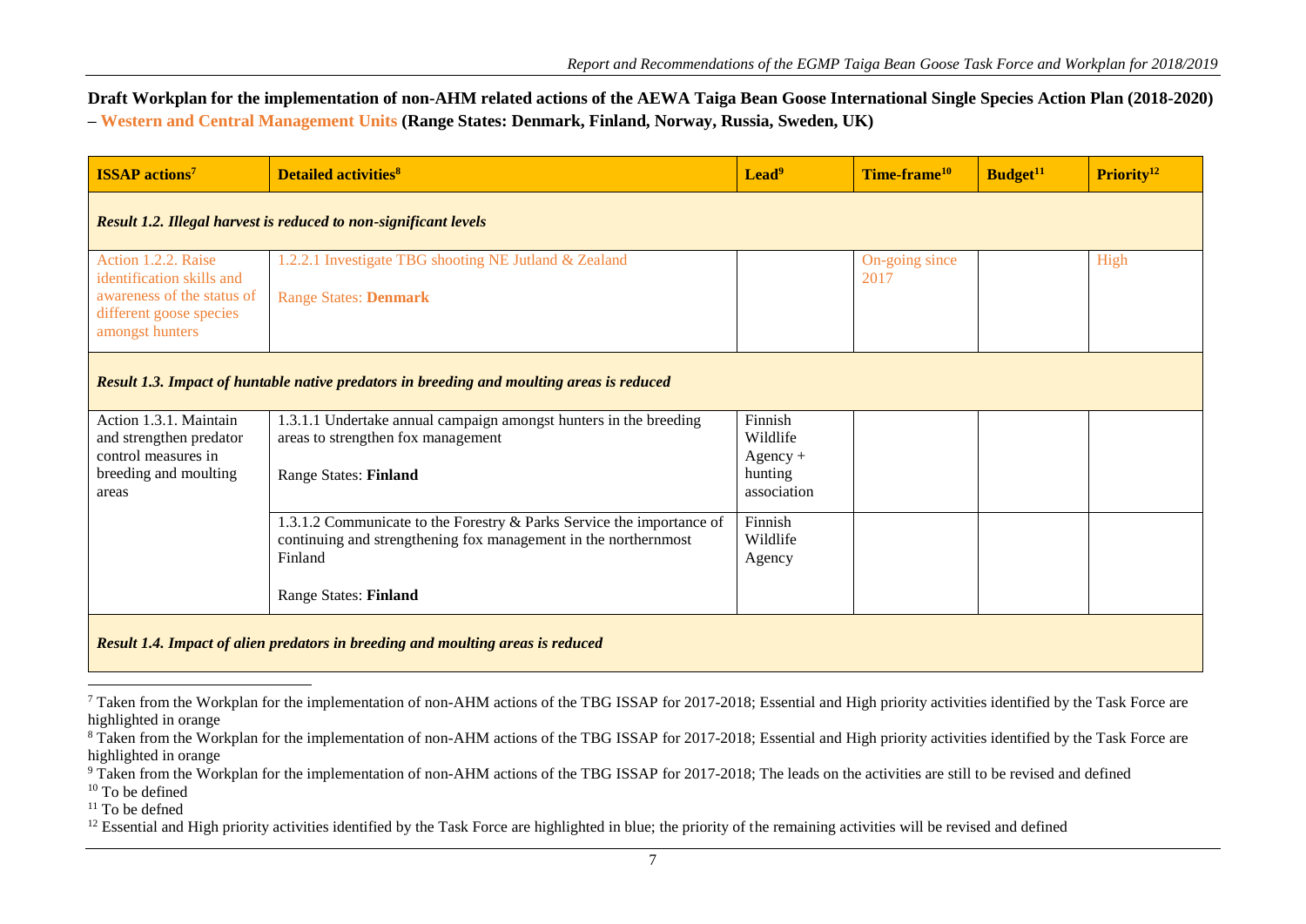**Draft Workplan for the implementation of non-AHM related actions of the AEWA Taiga Bean Goose International Single Species Action Plan (2018-2020) – Western and Central Management Units (Range States: Denmark, Finland, Norway, Russia, Sweden, UK)**

| ISSAP actions[7] | Detailed activities[8] | Lead[9] | Time-frame[10] | Budget[11] | Priority[12] |
|---|---|---|---|---|---|
| ***Result 1.2. Illegal harvest is reduced to non-significant levels*** | | | | | |
| Action 1.2.2. Raise identification skills and awareness of the status of different goose species amongst hunters | 1.2.2.1 Investigate TBG shooting NE Jutland & Zealand<br><br>Range States: **Denmark** | | On-going since 2017 | | High |
| ***Result 1.3. Impact of huntable native predators in breeding and moulting areas is reduced*** | | | | | |
| Action 1.3.1. Maintain and strengthen predator control measures in breeding and moulting areas | 1.3.1.1 Undertake annual campaign amongst hunters in the breeding areas to strengthen fox management<br><br>Range States: **Finland** | Finnish Wildlife Agency + hunting association | | | |
| | 1.3.1.2 Communicate to the Forestry & Parks Service the importance of continuing and strengthening fox management in the northernmost Finland<br><br>Range States: **Finland** | Finnish Wildlife Agency | | | |
| ***Result 1.4. Impact of alien predators in breeding and moulting areas is reduced*** | | | | | |

[7] Taken from the Workplan for the implementation of non-AHM actions of the TBG ISSAP for 2017-2018; Essential and High priority activities identified by the Task Force are highlighted in orange

[8] Taken from the Workplan for the implementation of non-AHM actions of the TBG ISSAP for 2017-2018; Essential and High priority activities identified by the Task Force are highlighted in orange

[9] Taken from the Workplan for the implementation of non-AHM actions of the TBG ISSAP for 2017-2018; The leads on the activities are still to be revised and defined

[10] To be defined

[11] To be defned

[12] Essential and High priority activities identified by the Task Force are highlighted in blue; the priority of the remaining activities will be revised and defined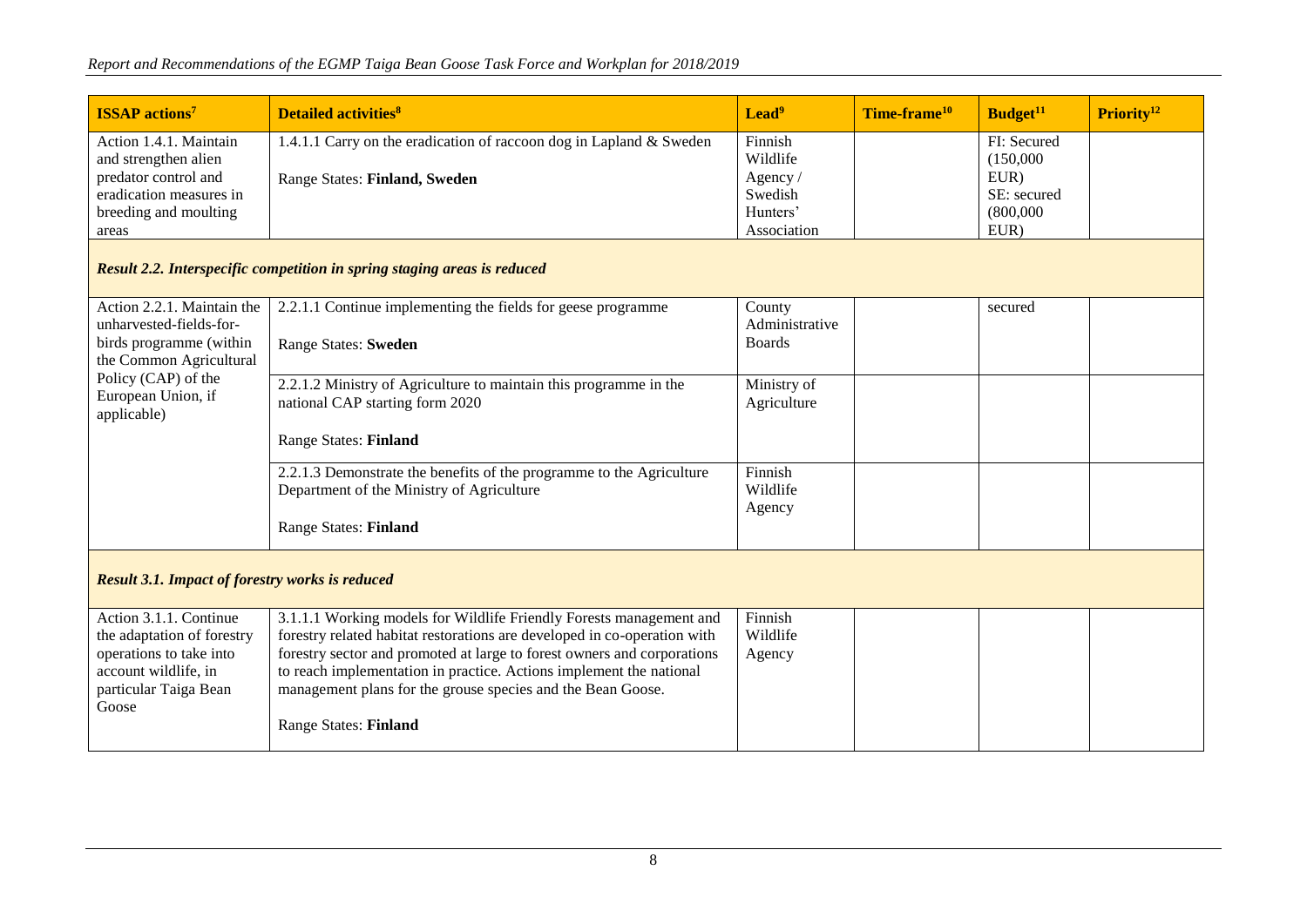| **ISSAP actions**[7] | **Detailed activities**[8] | **Lead**[9] | **Time-frame**[10] | **Budget**[11] | **Priority**[12] |
|---|---|---|---|---|---|
| Action 1.4.1. Maintain and strengthen alien predator control and eradication measures in breeding and moulting areas | 1.4.1.1 Carry on the eradication of raccoon dog in Lapland & Sweden<br><br>Range States: **Finland, Sweden** | Finnish Wildlife Agency / Swedish Hunters' Association | | FI: Secured (150,000 EUR)<br>SE: secured (800,000 EUR) | |
| ***Result 2.2. Interspecific competition in spring staging areas is reduced*** | | | | | |
| Action 2.2.1. Maintain the unharvested-fields-for-birds programme (within the Common Agricultural Policy (CAP) of the European Union, if applicable) | 2.2.1.1 Continue implementing the fields for geese programme<br><br>Range States: **Sweden** | County Administrative Boards | | secured | |
| | 2.2.1.2 Ministry of Agriculture to maintain this programme in the national CAP starting form 2020<br><br>Range States: **Finland** | Ministry of Agriculture | | | |
| | 2.2.1.3 Demonstrate the benefits of the programme to the Agriculture Department of the Ministry of Agriculture<br><br>Range States: **Finland** | Finnish Wildlife Agency | | | |
| ***Result 3.1. Impact of forestry works is reduced*** | | | | | |
| Action 3.1.1. Continue the adaptation of forestry operations to take into account wildlife, in particular Taiga Bean Goose | 3.1.1.1 Working models for Wildlife Friendly Forests management and forestry related habitat restorations are developed in co-operation with forestry sector and promoted at large to forest owners and corporations to reach implementation in practice. Actions implement the national management plans for the grouse species and the Bean Goose.<br><br>Range States: **Finland** | Finnish Wildlife Agency | | | |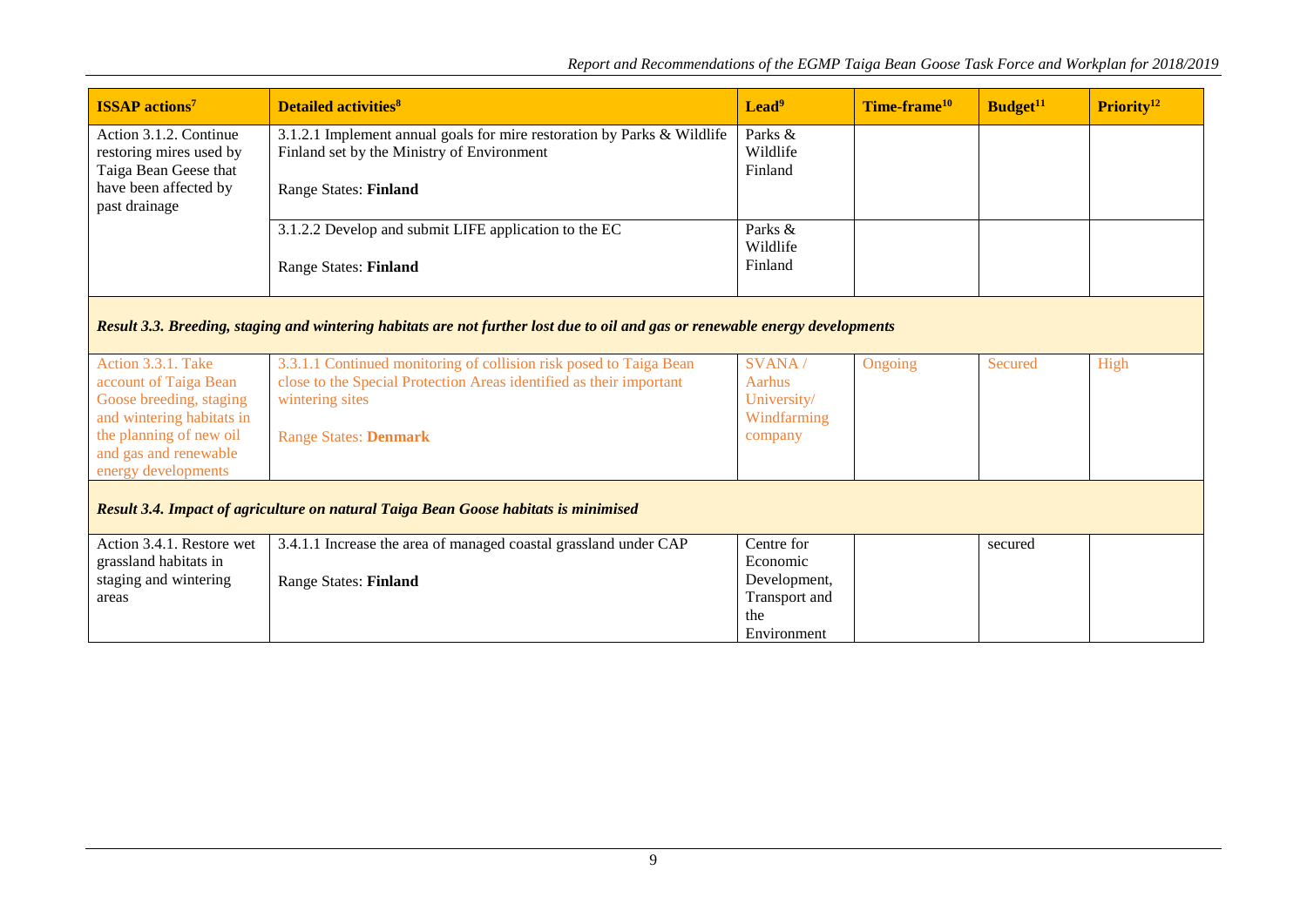| ISSAP actions[7] | Detailed activities[8] | Lead[9] | Time-frame[10] | Budget[11] | Priority[12] |
|---|---|---|---|---|---|
| Action 3.1.2. Continue restoring mires used by Taiga Bean Geese that have been affected by past drainage | 3.1.2.1 Implement annual goals for mire restoration by Parks & Wildlife Finland set by the Ministry of Environment<br><br>Range States: **Finland** | Parks & Wildlife Finland | | | |
| | 3.1.2.2 Develop and submit LIFE application to the EC<br><br>Range States: **Finland** | Parks & Wildlife Finland | | | |
| ***Result 3.3. Breeding, staging and wintering habitats are not further lost due to oil and gas or renewable energy developments*** | | | | | |
| Action 3.3.1. Take account of Taiga Bean Goose breeding, staging and wintering habitats in the planning of new oil and gas and renewable energy developments | 3.3.1.1 Continued monitoring of collision risk posed to Taiga Bean close to the Special Protection Areas identified as their important wintering sites<br><br>Range States: **Denmark** | SVANA / Aarhus University/ Windfarming company | Ongoing | Secured | High |
| ***Result 3.4. Impact of agriculture on natural Taiga Bean Goose habitats is minimised*** | | | | | |
| Action 3.4.1. Restore wet grassland habitats in staging and wintering areas | 3.4.1.1 Increase the area of managed coastal grassland under CAP<br><br>Range States: **Finland** | Centre for Economic Development, Transport and the Environment | | secured | |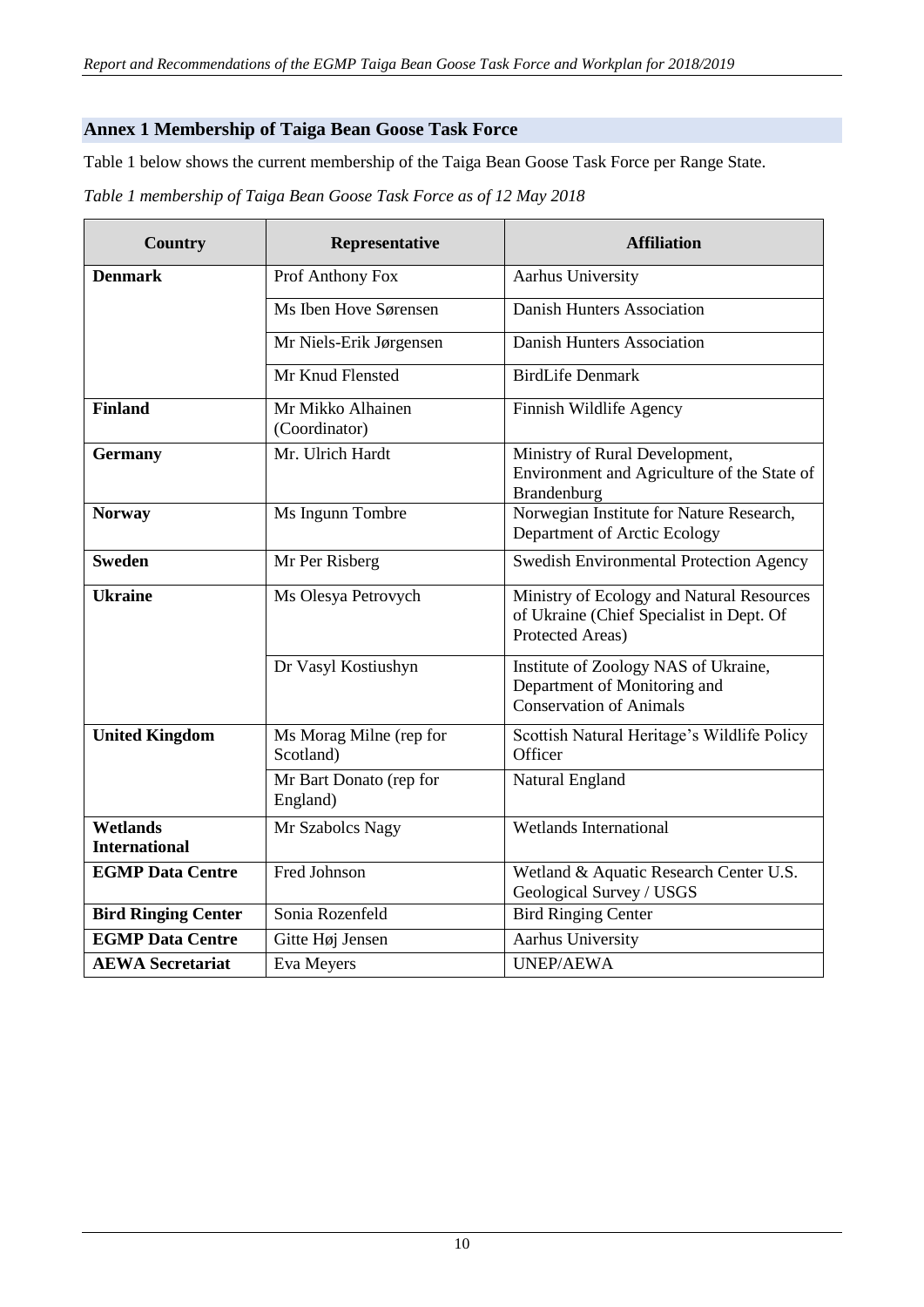## Annex 1 Membership of Taiga Bean Goose Task Force

Table 1 below shows the current membership of the Taiga Bean Goose Task Force per Range State.

*Table 1 membership of Taiga Bean Goose Task Force as of 12 May 2018*

| Country | Representative | Affiliation |
|---|---|---|
| **Denmark** | Prof Anthony Fox | Aarhus University |
| | Ms Iben Hove Sørensen | Danish Hunters Association |
| | Mr Niels-Erik Jørgensen | Danish Hunters Association |
| | Mr Knud Flensted | BirdLife Denmark |
| **Finland** | Mr Mikko Alhainen (Coordinator) | Finnish Wildlife Agency |
| **Germany** | Mr. Ulrich Hardt | Ministry of Rural Development, Environment and Agriculture of the State of Brandenburg |
| **Norway** | Ms Ingunn Tombre | Norwegian Institute for Nature Research, Department of Arctic Ecology |
| **Sweden** | Mr Per Risberg | Swedish Environmental Protection Agency |
| **Ukraine** | Ms Olesya Petrovych | Ministry of Ecology and Natural Resources of Ukraine (Chief Specialist in Dept. Of Protected Areas) |
| | Dr Vasyl Kostiushyn | Institute of Zoology NAS of Ukraine, Department of Monitoring and Conservation of Animals |
| **United Kingdom** | Ms Morag Milne (rep for Scotland) | Scottish Natural Heritage's Wildlife Policy Officer |
| | Mr Bart Donato (rep for England) | Natural England |
| **Wetlands International** | Mr Szabolcs Nagy | Wetlands International |
| **EGMP Data Centre** | Fred Johnson | Wetland & Aquatic Research Center U.S. Geological Survey / USGS |
| **Bird Ringing Center** | Sonia Rozenfeld | Bird Ringing Center |
| **EGMP Data Centre** | Gitte Høj Jensen | Aarhus University |
| **AEWA Secretariat** | Eva Meyers | UNEP/AEWA |